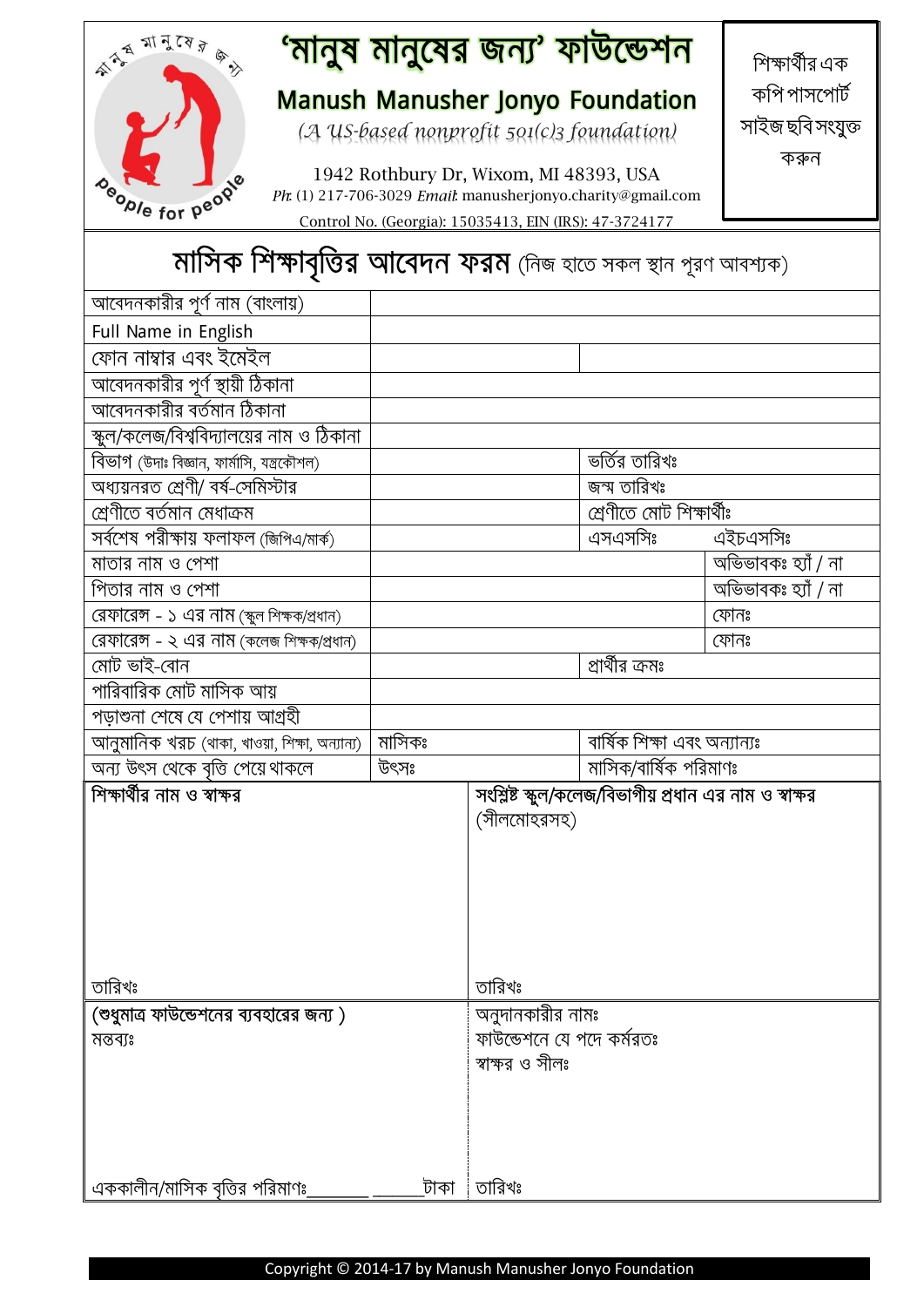# 'মানুষ মানুষের জন্য' ফাউন্ডেশন

**Manush Manusher Jonyo Foundation**

*(A US-based nonprofit 501(c)3 foundation)*

1942 Rothbury Dr, Wixom, MI 48393, USA

*Ph:* (1) 217-706-3029 *Email:* manusherjonyo.charity@gmail.com

Control No. (Georgia): 15035413, EIN (IRS): 47-3724177

শিক্ষার্থীর এক কপি পাসপোর্ট সাইজ ছবি সংযুক্ত করুন

## মাসিক শিক্ষাবৃত্তির আবেদন ফরম (নিজ হাতে সকল স্থান পূরণ আবশ্যক)

| | | | |
|---|---|---|---|
| আবেদনকারীর পূর্ণ নাম (বাংলায়) | | | |
| Full Name in English | | | |
| ফোন নাম্বার এবং ইমেইল | | | |
| আবেদনকারীর পূর্ণ স্থায়ী ঠিকানা | | | |
| আবেদনকারীর বর্তমান ঠিকানা | | | |
| স্কুল/কলেজ/বিশ্ববিদ্যালয়ের নাম ও ঠিকানা | | | |
| বিভাগ (উদাঃ বিজ্ঞান, ফার্মাসি, যন্ত্রকৌশল) | | ভর্তির তারিখঃ | |
| অধ্যয়নরত শ্রেণী/ বর্ষ-সেমিস্টার | | জন্ম তারিখঃ | |
| শ্রেণীতে বর্তমান মেধাক্রম | | শ্রেণীতে মোট শিক্ষার্থীঃ | |
| সর্বশেষ পরীক্ষায় ফলাফল (জিপিএ/মার্ক) | | এসএসসিঃ | এইচএসসিঃ |
| মাতার নাম ও পেশা | | | অভিভাবকঃ হ্যাঁ / না |
| পিতার নাম ও পেশা | | | অভিভাবকঃ হ্যাঁ / না |
| রেফারেন্স - ১ এর নাম (স্কুল শিক্ষক/প্রধান) | | | ফোনঃ |
| রেফারেন্স - ২ এর নাম (কলেজ শিক্ষক/প্রধান) | | | ফোনঃ |
| মোট ভাই-বোন | | প্রার্থীর ক্রমঃ | |
| পারিবারিক মোট মাসিক আয় | | | |
| পড়াশুনা শেষে যে পেশায় আগ্রহী | | | |
| আনুমানিক খরচ (থাকা, খাওয়া, শিক্ষা, অন্যান্য) | মাসিকঃ | বার্ষিক শিক্ষা এবং অন্যান্যঃ | |
| অন্য উৎস থেকে বৃত্তি পেয়ে থাকলে | উৎসঃ | মাসিক/বার্ষিক পরিমাণঃ | |

| | |
|---|---|
| **শিক্ষার্থীর নাম ও স্বাক্ষর**<br><br>তারিখঃ | **সংশ্লিষ্ট স্কুল/কলেজ/বিভাগীয় প্রধান এর নাম ও স্বাক্ষর** (সীলমোহরসহ)<br><br>তারিখঃ |
| **(শুধুমাত্র ফাউন্ডেশনের ব্যবহারের জন্য )**<br>মন্তব্যঃ<br><br>এককালীন/মাসিক বৃত্তির পরিমাণঃ_______ ______টাকা | অনুদানকারীর নামঃ<br>ফাউন্ডেশনে যে পদে কর্মরতঃ<br>স্বাক্ষর ও সীলঃ<br><br>তারিখঃ |

Copyright © 2014-17 by Manush Manusher Jonyo Foundation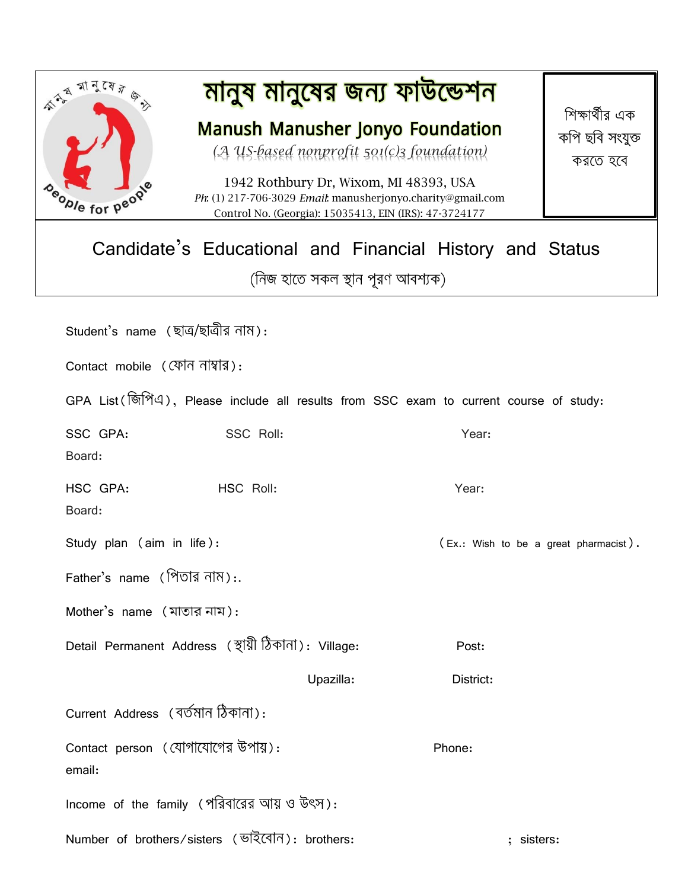# মানুষ মানুষের জন্য ফাউন্ডেশন

## Manush Manusher Jonyo Foundation

*(A US-based nonprofit 501(c)3 foundation)*

1942 Rothbury Dr, Wixom, MI 48393, USA
*Ph:* (1) 217-706-3029 *Email:* manusherjonyo.charity@gmail.com
Control No. (Georgia): 15035413, EIN (IRS): 47-3724177

শিক্ষার্থীর এক কপি ছবি সংযুক্ত করতে হবে

## Candidate's Educational and Financial History and Status

(নিজ হাতে সকল স্থান পূরণ আবশ্যক)

Student's name (ছাত্র/ছাত্রীর নাম):

Contact mobile (ফোন নাম্বার):

GPA List(জিপিএ), Please include all results from SSC exam to current course of study:

SSC GPA: SSC Roll: Year:

Board:

HSC GPA: HSC Roll: Year:

Board:

Study plan (aim in life): (Ex.: Wish to be a great pharmacist).

Father's name (পিতার নাম):.

Mother's name (মাতার নাম):

Detail Permanent Address (স্থায়ী ঠিকানা): Village: Post:

Upazilla: District:

Current Address (বর্তমান ঠিকানা):

Contact person (যোগাযোগের উপায়): Phone:

email:

Income of the family (পরিবারের আয় ও উৎস):

Number of brothers/sisters (ভাইবোন): brothers: ; sisters: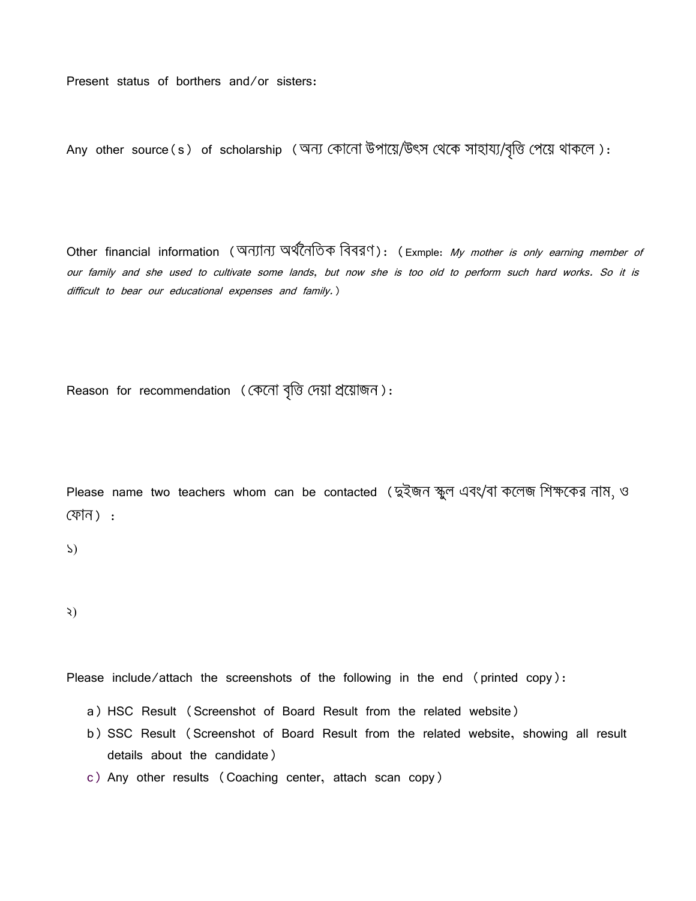Present status of borthers and/or sisters:

Any other source(s) of scholarship (অন্য কোনো উপায়ে/উৎস থেকে সাহায্য/বৃত্তি পেয়ে থাকলে):

Other financial information (অন্যান্য অর্থনৈতিক বিবরণ): (Exmple: *My mother is only earning member of our family and she used to cultivate some lands, but now she is too old to perform such hard works. So it is difficult to bear our educational expenses and family.*)

Reason for recommendation (কেনো বৃত্তি দেয়া প্রয়োজন):

Please name two teachers whom can be contacted (দুইজন স্কুল এবং/বা কলেজ শিক্ষকের নাম, ও ফোন) :

১)

২)

Please include/attach the screenshots of the following in the end (printed copy):

a) HSC Result (Screenshot of Board Result from the related website)
b) SSC Result (Screenshot of Board Result from the related website, showing all result details about the candidate)
c) Any other results (Coaching center, attach scan copy)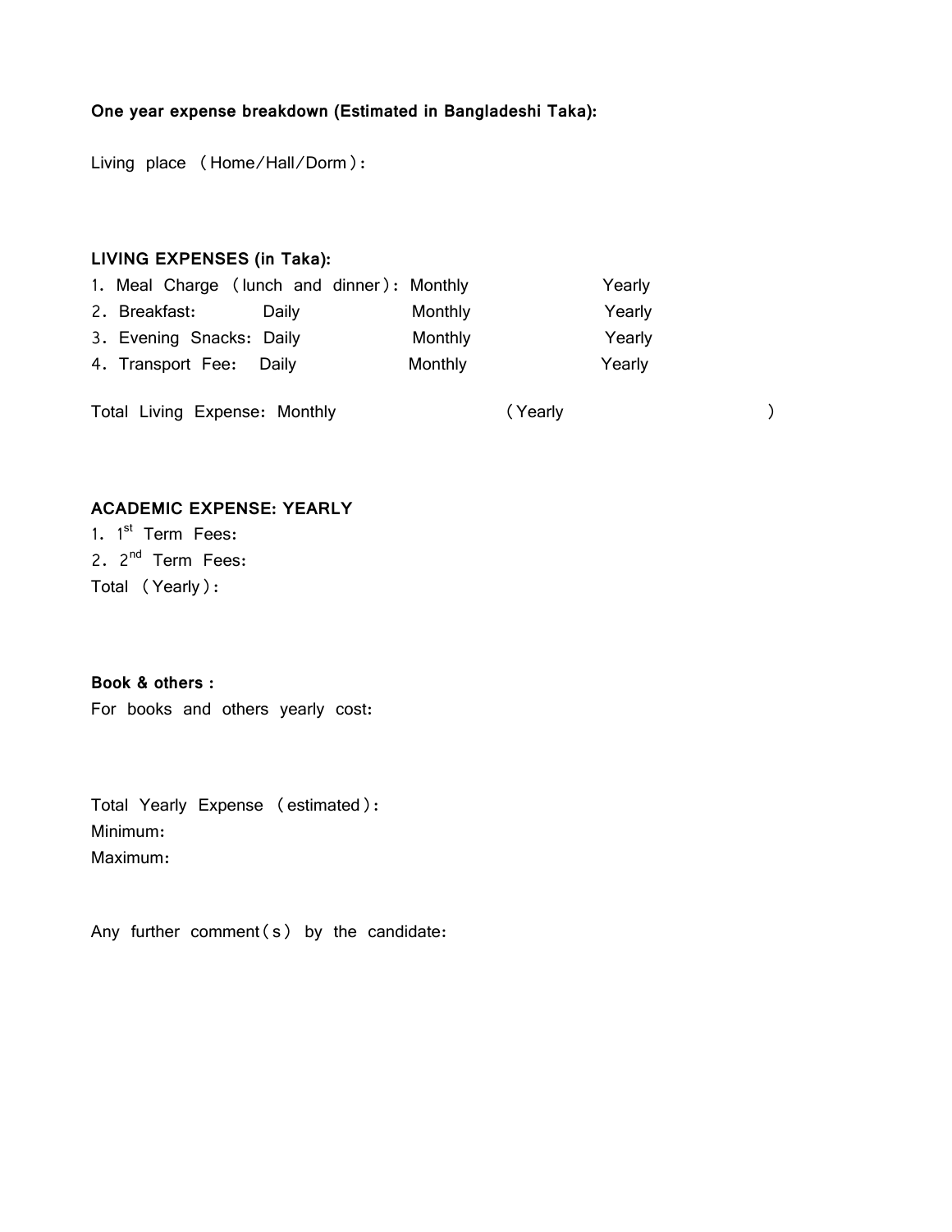**One year expense breakdown (Estimated in Bangladeshi Taka):**

Living place （Home/Hall/Dorm）:

**LIVING EXPENSES (in Taka):**

1. Meal Charge （lunch and dinner）: Monthly Yearly
2. Breakfast: Daily Monthly Yearly
3. Evening Snacks: Daily Monthly Yearly
4. Transport Fee: Daily Monthly Yearly

Total Living Expense: Monthly （Yearly ）

**ACADEMIC EXPENSE: YEARLY**

1. 1st Term Fees:
2. 2nd Term Fees:

Total （Yearly）:

**Book & others :**

For books and others yearly cost:

Total Yearly Expense （estimated）:
Minimum:
Maximum:

Any further comment（s） by the candidate: